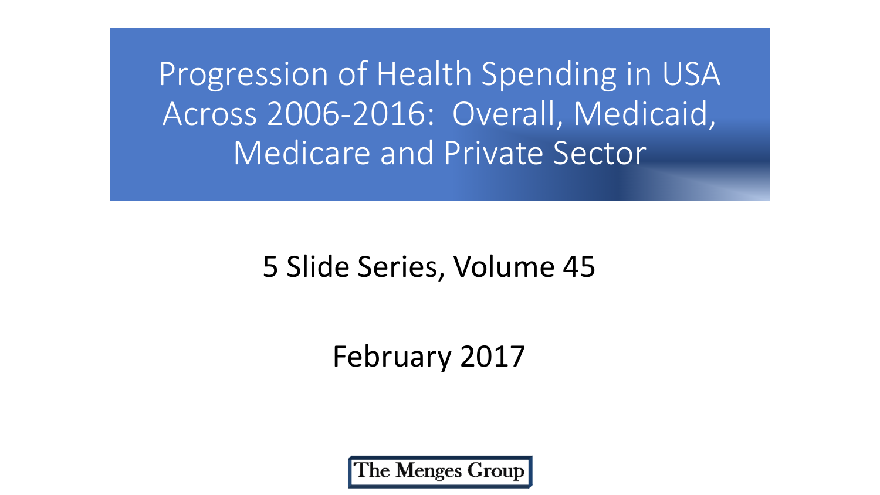# Progression of Health Spending in USA Across 2006-2016: Overall, Medicaid, Medicare and Private Sector

5 Slide Series, Volume 45

February 2017

The Menges Group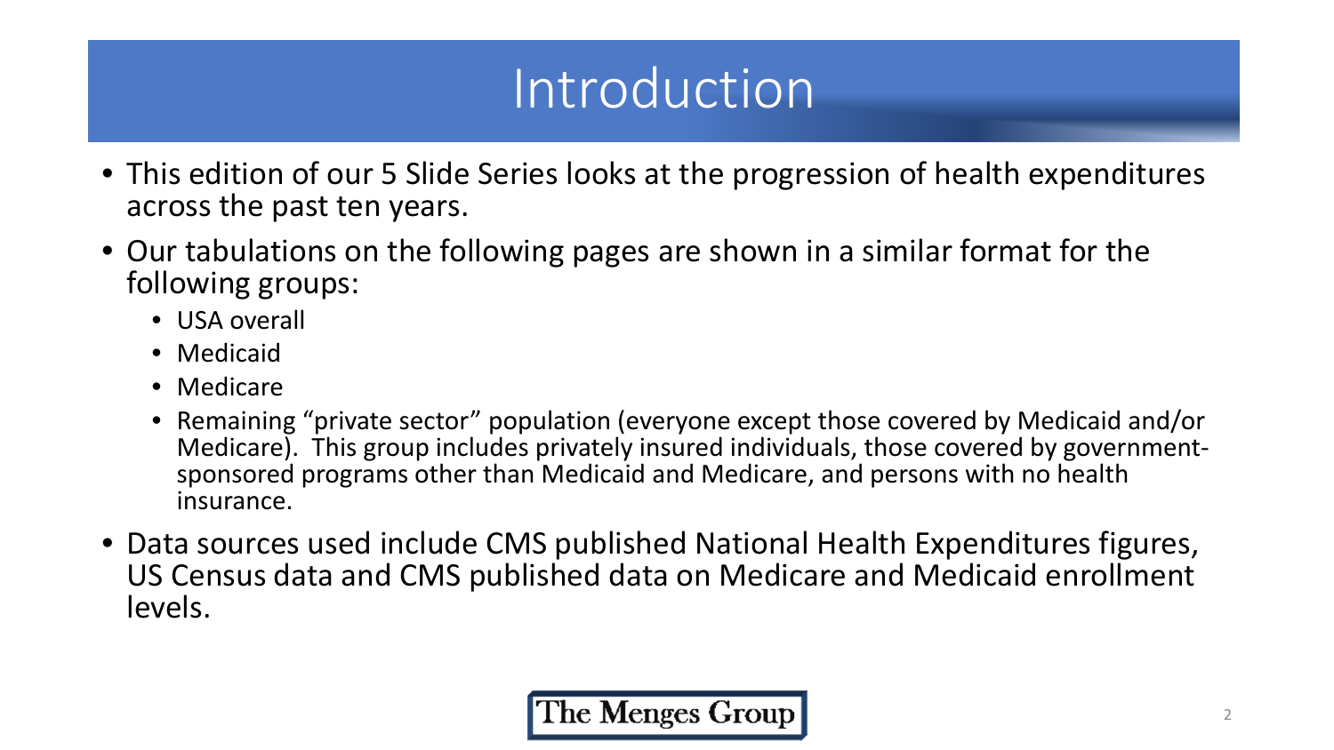# Introduction

- This edition of our 5 Slide Series looks at the progression of health expenditures across the past ten years.
- Our tabulations on the following pages are shown in a similar format for the following groups:
  - USA overall
  - Medicaid
  - Medicare
  - Remaining “private sector” population (everyone except those covered by Medicaid and/or Medicare). This group includes privately insured individuals, those covered by government-sponsored programs other than Medicaid and Medicare, and persons with no health insurance.
- Data sources used include CMS published National Health Expenditures figures, US Census data and CMS published data on Medicare and Medicaid enrollment levels.

The Menges Group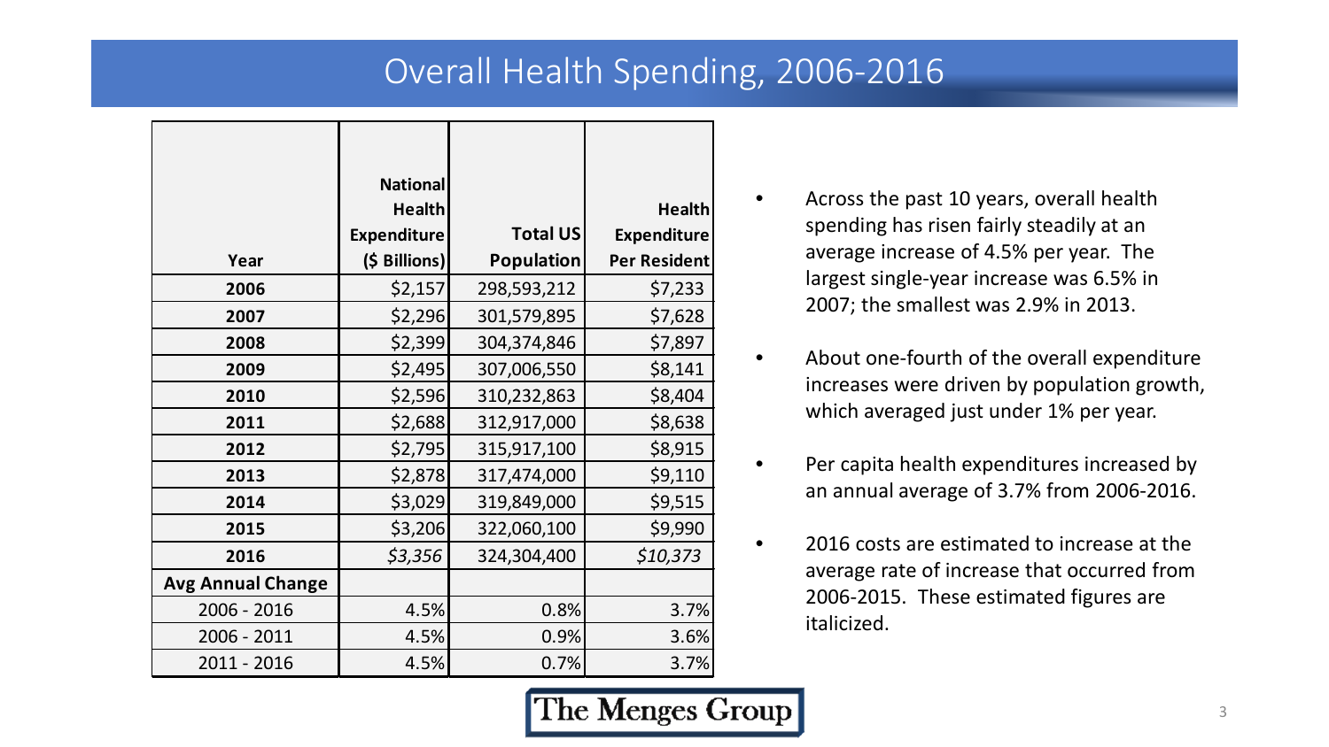# Overall Health Spending, 2006-2016

| Year | National Health Expenditure ($ Billions) | Total US Population | Health Expenditure Per Resident |
|---|---|---|---|
| **2006** | $2,157 | 298,593,212 | $7,233 |
| **2007** | $2,296 | 301,579,895 | $7,628 |
| **2008** | $2,399 | 304,374,846 | $7,897 |
| **2009** | $2,495 | 307,006,550 | $8,141 |
| **2010** | $2,596 | 310,232,863 | $8,404 |
| **2011** | $2,688 | 312,917,000 | $8,638 |
| **2012** | $2,795 | 315,917,100 | $8,915 |
| **2013** | $2,878 | 317,474,000 | $9,110 |
| **2014** | $3,029 | 319,849,000 | $9,515 |
| **2015** | $3,206 | 322,060,100 | $9,990 |
| **2016** | *$3,356* | 324,304,400 | *$10,373* |
| **Avg Annual Change** | | | |
| 2006 - 2016 | 4.5% | 0.8% | 3.7% |
| 2006 - 2011 | 4.5% | 0.9% | 3.6% |
| 2011 - 2016 | 4.5% | 0.7% | 3.7% |

- Across the past 10 years, overall health spending has risen fairly steadily at an average increase of 4.5% per year. The largest single-year increase was 6.5% in 2007; the smallest was 2.9% in 2013.
- About one-fourth of the overall expenditure increases were driven by population growth, which averaged just under 1% per year.
- Per capita health expenditures increased by an annual average of 3.7% from 2006-2016.
- 2016 costs are estimated to increase at the average rate of increase that occurred from 2006-2015. These estimated figures are italicized.

The Menges Group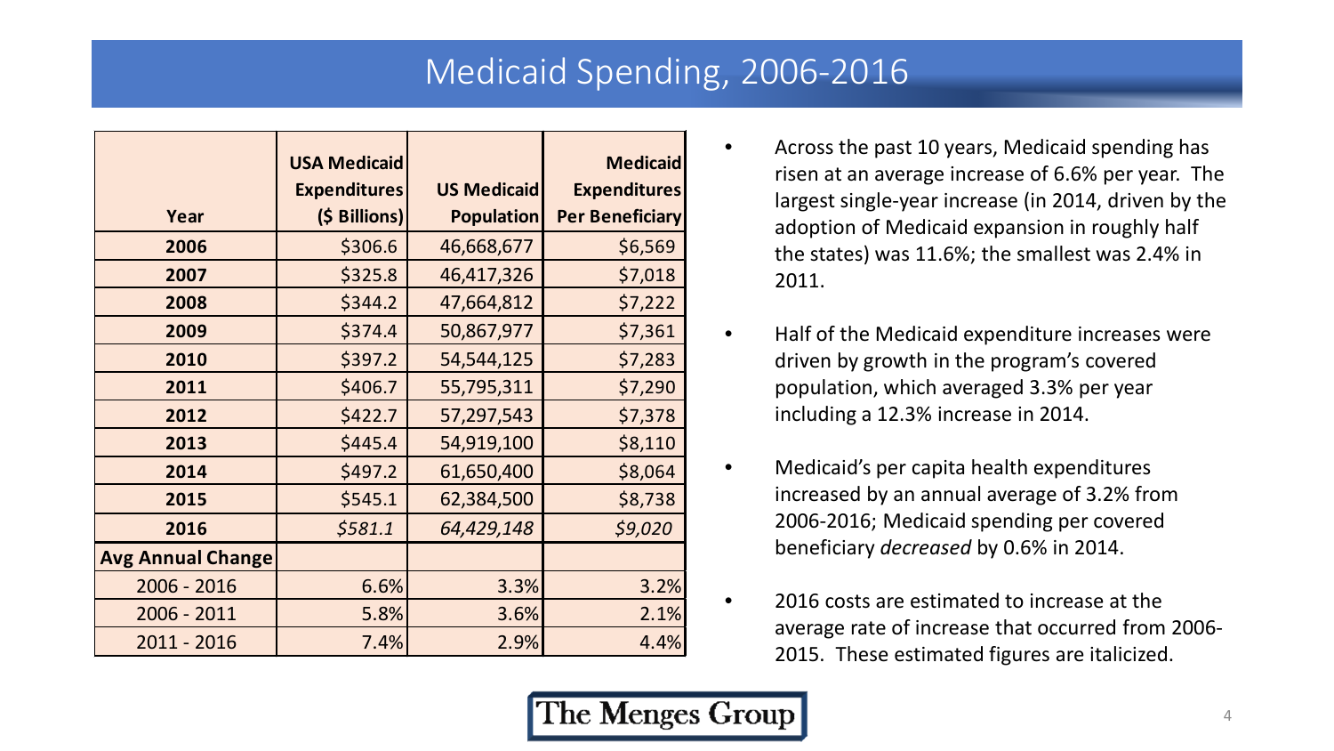# Medicaid Spending, 2006-2016

| Year | USA Medicaid Expenditures ($ Billions) | US Medicaid Population | Medicaid Expenditures Per Beneficiary |
|---|---|---|---|
| **2006** | $306.6 | 46,668,677 | $6,569 |
| **2007** | $325.8 | 46,417,326 | $7,018 |
| **2008** | $344.2 | 47,664,812 | $7,222 |
| **2009** | $374.4 | 50,867,977 | $7,361 |
| **2010** | $397.2 | 54,544,125 | $7,283 |
| **2011** | $406.7 | 55,795,311 | $7,290 |
| **2012** | $422.7 | 57,297,543 | $7,378 |
| **2013** | $445.4 | 54,919,100 | $8,110 |
| **2014** | $497.2 | 61,650,400 | $8,064 |
| **2015** | $545.1 | 62,384,500 | $8,738 |
| **2016** | *$581.1* | *64,429,148* | *$9,020* |
| **Avg Annual Change** | | | |
| 2006 - 2016 | 6.6% | 3.3% | 3.2% |
| 2006 - 2011 | 5.8% | 3.6% | 2.1% |
| 2011 - 2016 | 7.4% | 2.9% | 4.4% |

- Across the past 10 years, Medicaid spending has risen at an average increase of 6.6% per year. The largest single-year increase (in 2014, driven by the adoption of Medicaid expansion in roughly half the states) was 11.6%; the smallest was 2.4% in 2011.
- Half of the Medicaid expenditure increases were driven by growth in the program's covered population, which averaged 3.3% per year including a 12.3% increase in 2014.
- Medicaid's per capita health expenditures increased by an annual average of 3.2% from 2006-2016; Medicaid spending per covered beneficiary *decreased* by 0.6% in 2014.
- 2016 costs are estimated to increase at the average rate of increase that occurred from 2006-2015. These estimated figures are italicized.

The Menges Group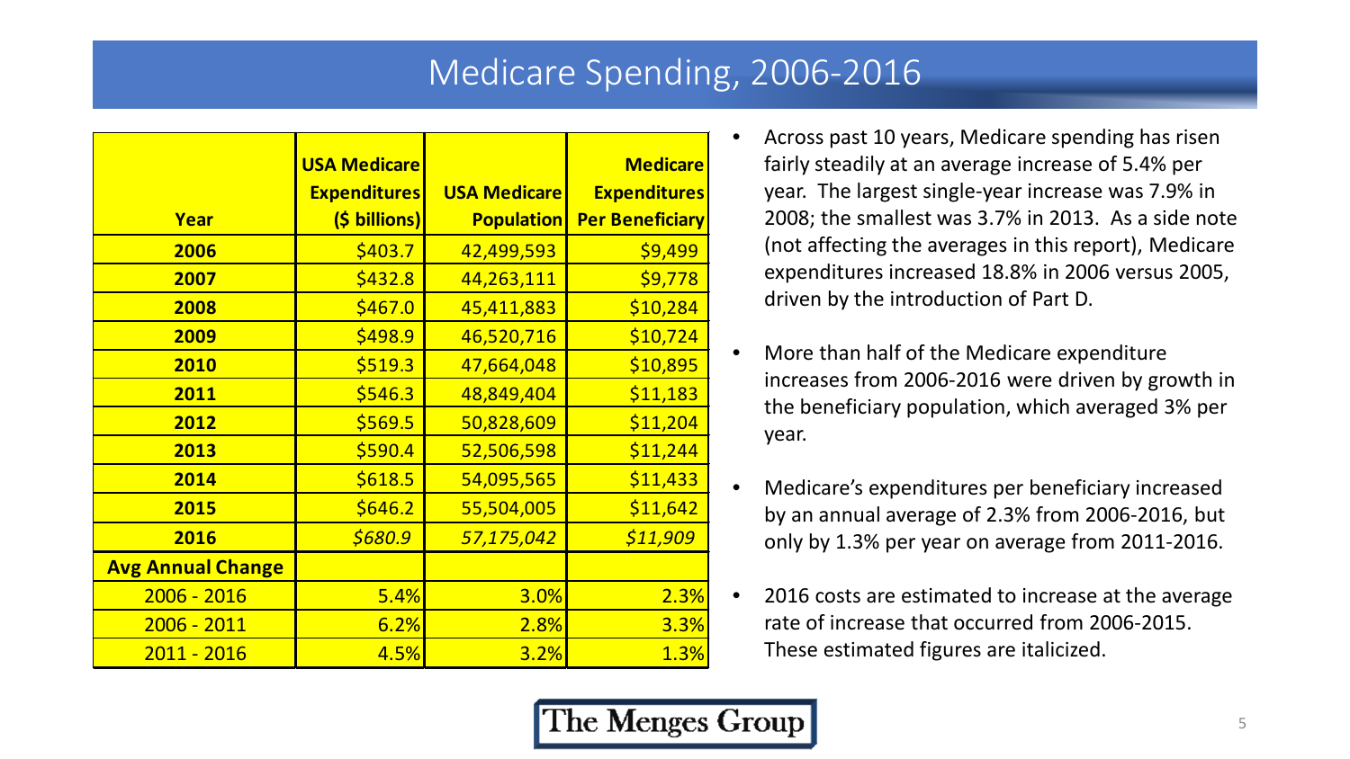# Medicare Spending, 2006-2016

| Year | USA Medicare Expenditures ($ billions) | USA Medicare Population | Medicare Expenditures Per Beneficiary |
|---|---|---|---|
| **2006** | $403.7 | 42,499,593 | $9,499 |
| **2007** | $432.8 | 44,263,111 | $9,778 |
| **2008** | $467.0 | 45,411,883 | $10,284 |
| **2009** | $498.9 | 46,520,716 | $10,724 |
| **2010** | $519.3 | 47,664,048 | $10,895 |
| **2011** | $546.3 | 48,849,404 | $11,183 |
| **2012** | $569.5 | 50,828,609 | $11,204 |
| **2013** | $590.4 | 52,506,598 | $11,244 |
| **2014** | $618.5 | 54,095,565 | $11,433 |
| **2015** | $646.2 | 55,504,005 | $11,642 |
| **2016** | *$680.9* | *57,175,042* | *$11,909* |
| **Avg Annual Change** | | | |
| 2006 - 2016 | 5.4% | 3.0% | 2.3% |
| 2006 - 2011 | 6.2% | 2.8% | 3.3% |
| 2011 - 2016 | 4.5% | 3.2% | 1.3% |

- Across past 10 years, Medicare spending has risen fairly steadily at an average increase of 5.4% per year. The largest single-year increase was 7.9% in 2008; the smallest was 3.7% in 2013. As a side note (not affecting the averages in this report), Medicare expenditures increased 18.8% in 2006 versus 2005, driven by the introduction of Part D.
- More than half of the Medicare expenditure increases from 2006-2016 were driven by growth in the beneficiary population, which averaged 3% per year.
- Medicare's expenditures per beneficiary increased by an annual average of 2.3% from 2006-2016, but only by 1.3% per year on average from 2011-2016.
- 2016 costs are estimated to increase at the average rate of increase that occurred from 2006-2015. These estimated figures are italicized.

The Menges Group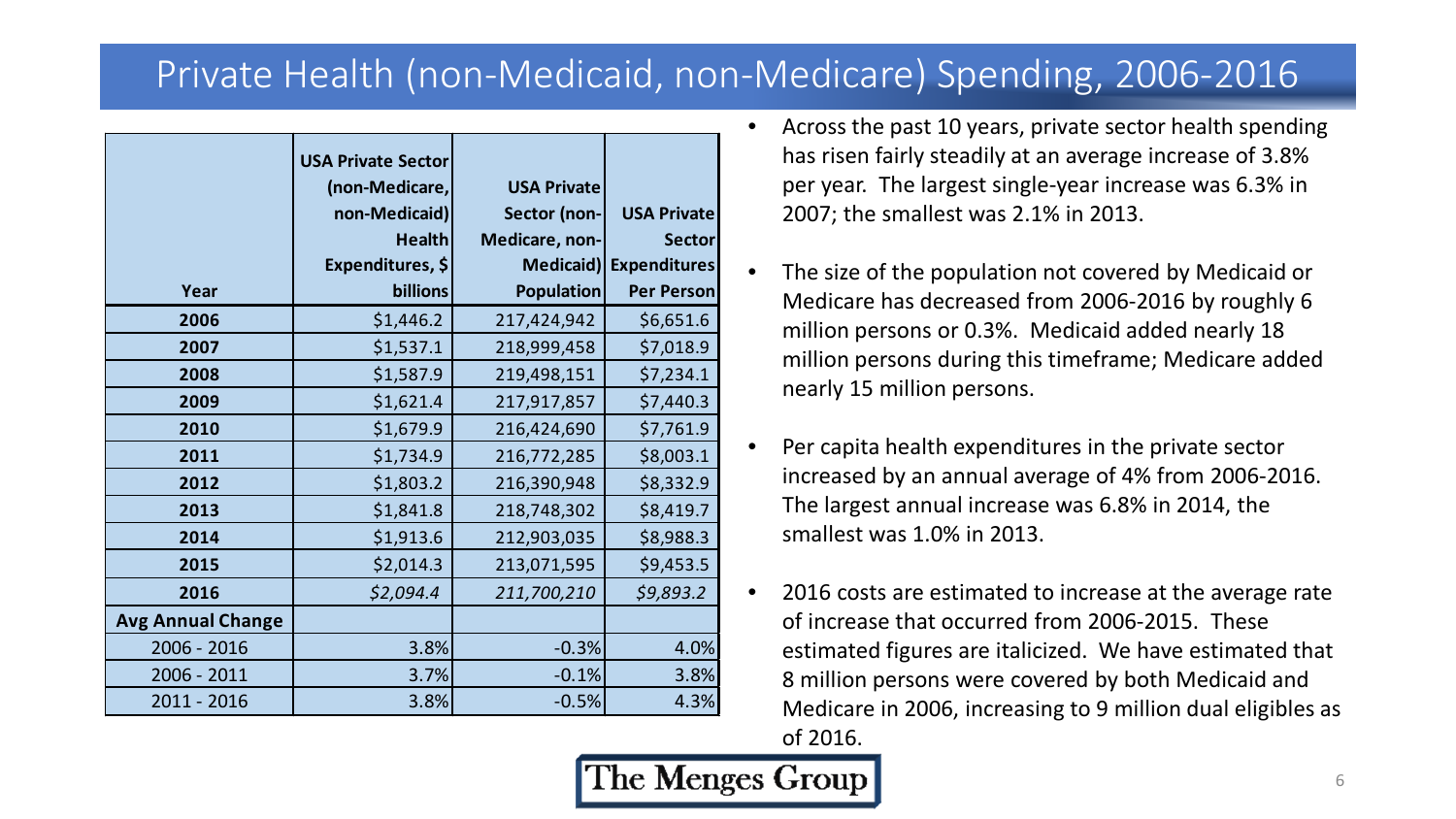# Private Health (non-Medicaid, non-Medicare) Spending, 2006-2016

| Year | USA Private Sector (non-Medicare, non-Medicaid) Health Expenditures, $ billions | USA Private Sector (non-Medicare, non-Medicaid) Population | USA Private Sector Expenditures Per Person |
|---|---|---|---|
| **2006** | $1,446.2 | 217,424,942 | $6,651.6 |
| **2007** | $1,537.1 | 218,999,458 | $7,018.9 |
| **2008** | $1,587.9 | 219,498,151 | $7,234.1 |
| **2009** | $1,621.4 | 217,917,857 | $7,440.3 |
| **2010** | $1,679.9 | 216,424,690 | $7,761.9 |
| **2011** | $1,734.9 | 216,772,285 | $8,003.1 |
| **2012** | $1,803.2 | 216,390,948 | $8,332.9 |
| **2013** | $1,841.8 | 218,748,302 | $8,419.7 |
| **2014** | $1,913.6 | 212,903,035 | $8,988.3 |
| **2015** | $2,014.3 | 213,071,595 | $9,453.5 |
| **2016** | *$2,094.4* | *211,700,210* | *$9,893.2* |
| **Avg Annual Change** | | | |
| 2006 - 2016 | 3.8% | -0.3% | 4.0% |
| 2006 - 2011 | 3.7% | -0.1% | 3.8% |
| 2011 - 2016 | 3.8% | -0.5% | 4.3% |

- Across the past 10 years, private sector health spending has risen fairly steadily at an average increase of 3.8% per year. The largest single-year increase was 6.3% in 2007; the smallest was 2.1% in 2013.
- The size of the population not covered by Medicaid or Medicare has decreased from 2006-2016 by roughly 6 million persons or 0.3%. Medicaid added nearly 18 million persons during this timeframe; Medicare added nearly 15 million persons.
- Per capita health expenditures in the private sector increased by an annual average of 4% from 2006-2016. The largest annual increase was 6.8% in 2014, the smallest was 1.0% in 2013.
- 2016 costs are estimated to increase at the average rate of increase that occurred from 2006-2015. These estimated figures are italicized. We have estimated that 8 million persons were covered by both Medicaid and Medicare in 2006, increasing to 9 million dual eligibles as of 2016.

The Menges Group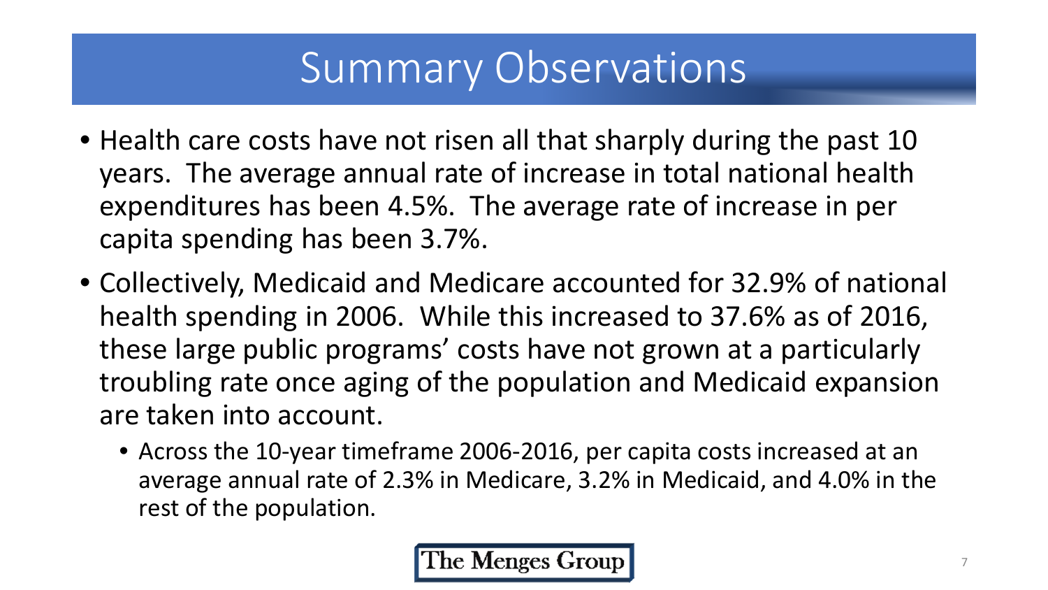# Summary Observations

- Health care costs have not risen all that sharply during the past 10 years. The average annual rate of increase in total national health expenditures has been 4.5%. The average rate of increase in per capita spending has been 3.7%.
- Collectively, Medicaid and Medicare accounted for 32.9% of national health spending in 2006. While this increased to 37.6% as of 2016, these large public programs' costs have not grown at a particularly troubling rate once aging of the population and Medicaid expansion are taken into account.
  - Across the 10-year timeframe 2006-2016, per capita costs increased at an average annual rate of 2.3% in Medicare, 3.2% in Medicaid, and 4.0% in the rest of the population.

The Menges Group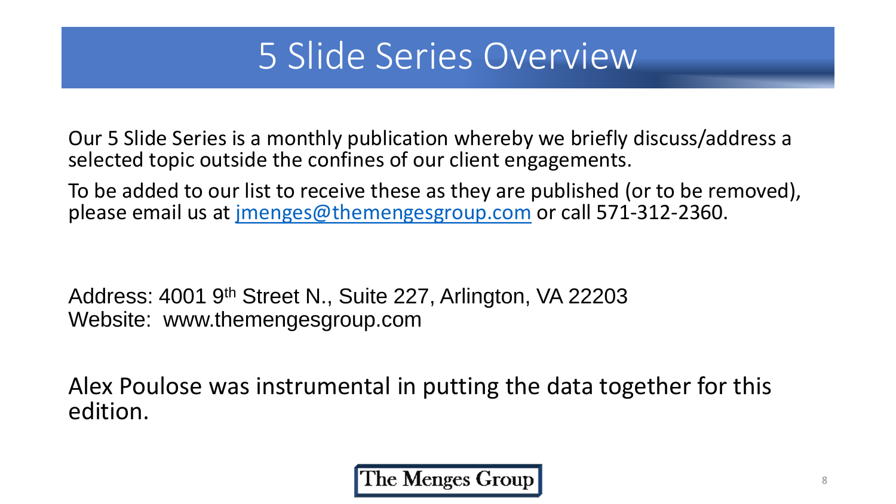# 5 Slide Series Overview

Our 5 Slide Series is a monthly publication whereby we briefly discuss/address a selected topic outside the confines of our client engagements.

To be added to our list to receive these as they are published (or to be removed), please email us at jmenges@themengesgroup.com or call 571-312-2360.

Address: 4001 9th Street N., Suite 227, Arlington, VA 22203
Website: www.themengesgroup.com

Alex Poulose was instrumental in putting the data together for this edition.

The Menges Group